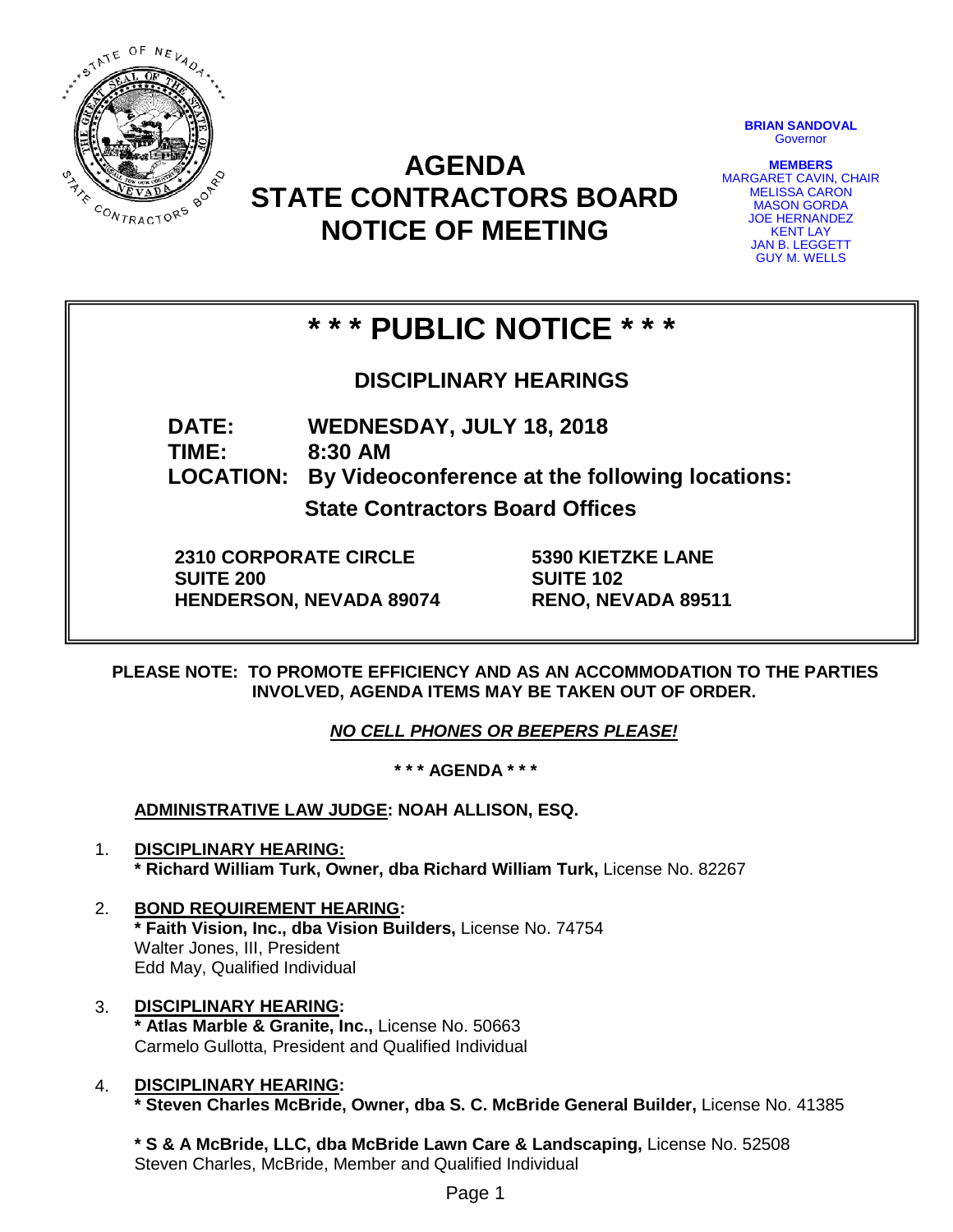# AGENDA
# STATE CONTRACTORS BOARD
# NOTICE OF MEETING

**BRIAN SANDOVAL**
Governor

**MEMBERS**
MARGARET CAVIN, CHAIR
MELISSA CARON
MASON GORDA
JOE HERNANDEZ
KENT LAY
JAN B. LEGGETT
GUY M. WELLS

## * * * PUBLIC NOTICE * * *

### DISCIPLINARY HEARINGS

**DATE:** **WEDNESDAY, JULY 18, 2018**
**TIME:** **8:30 AM**
**LOCATION:** **By Videoconference at the following locations:**

**State Contractors Board Offices**

**2310 CORPORATE CIRCLE**
**SUITE 200**
**HENDERSON, NEVADA 89074**

**5390 KIETZKE LANE**
**SUITE 102**
**RENO, NEVADA 89511**

**PLEASE NOTE: TO PROMOTE EFFICIENCY AND AS AN ACCOMMODATION TO THE PARTIES INVOLVED, AGENDA ITEMS MAY BE TAKEN OUT OF ORDER.**

***NO CELL PHONES OR BEEPERS PLEASE!***

**\* \* \* AGENDA \* \* \***

**ADMINISTRATIVE LAW JUDGE: NOAH ALLISON, ESQ.**

1. **DISCIPLINARY HEARING:**
   **\* Richard William Turk, Owner, dba Richard William Turk,** License No. 82267

2. **BOND REQUIREMENT HEARING:**
   **\* Faith Vision, Inc., dba Vision Builders,** License No. 74754
   Walter Jones, III, President
   Edd May, Qualified Individual

3. **DISCIPLINARY HEARING:**
   **\* Atlas Marble & Granite, Inc.,** License No. 50663
   Carmelo Gullotta, President and Qualified Individual

4. **DISCIPLINARY HEARING:**
   **\* Steven Charles McBride, Owner, dba S. C. McBride General Builder,** License No. 41385

   **\* S & A McBride, LLC, dba McBride Lawn Care & Landscaping,** License No. 52508
   Steven Charles, McBride, Member and Qualified Individual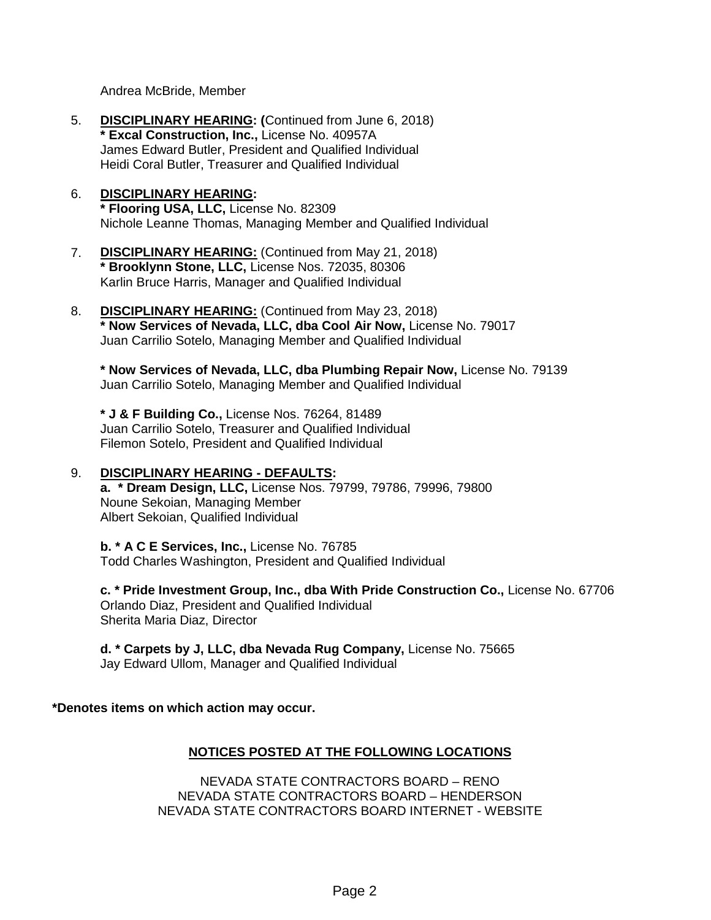Andrea McBride, Member

5. **DISCIPLINARY HEARING: (**Continued from June 6, 2018)
   **\* Excal Construction, Inc.,** License No. 40957A
   James Edward Butler, President and Qualified Individual
   Heidi Coral Butler, Treasurer and Qualified Individual

6. **DISCIPLINARY HEARING:**
   **\* Flooring USA, LLC,** License No. 82309
   Nichole Leanne Thomas, Managing Member and Qualified Individual

7. **DISCIPLINARY HEARING:** (Continued from May 21, 2018)
   **\* Brooklynn Stone, LLC,** License Nos. 72035, 80306
   Karlin Bruce Harris, Manager and Qualified Individual

8. **DISCIPLINARY HEARING:** (Continued from May 23, 2018)
   **\* Now Services of Nevada, LLC, dba Cool Air Now,** License No. 79017
   Juan Carrilio Sotelo, Managing Member and Qualified Individual

   **\* Now Services of Nevada, LLC, dba Plumbing Repair Now,** License No. 79139
   Juan Carrilio Sotelo, Managing Member and Qualified Individual

   **\* J & F Building Co.,** License Nos. 76264, 81489
   Juan Carrilio Sotelo, Treasurer and Qualified Individual
   Filemon Sotelo, President and Qualified Individual

9. **DISCIPLINARY HEARING - DEFAULTS:**
   **a. \* Dream Design, LLC,** License Nos. 79799, 79786, 79996, 79800
   Noune Sekoian, Managing Member
   Albert Sekoian, Qualified Individual

   **b. \* A C E Services, Inc.,** License No. 76785
   Todd Charles Washington, President and Qualified Individual

   **c. \* Pride Investment Group, Inc., dba With Pride Construction Co.,** License No. 67706
   Orlando Diaz, President and Qualified Individual
   Sherita Maria Diaz, Director

   **d. \* Carpets by J, LLC, dba Nevada Rug Company,** License No. 75665
   Jay Edward Ullom, Manager and Qualified Individual

**\*Denotes items on which action may occur.**

**NOTICES POSTED AT THE FOLLOWING LOCATIONS**

NEVADA STATE CONTRACTORS BOARD – RENO
NEVADA STATE CONTRACTORS BOARD – HENDERSON
NEVADA STATE CONTRACTORS BOARD INTERNET - WEBSITE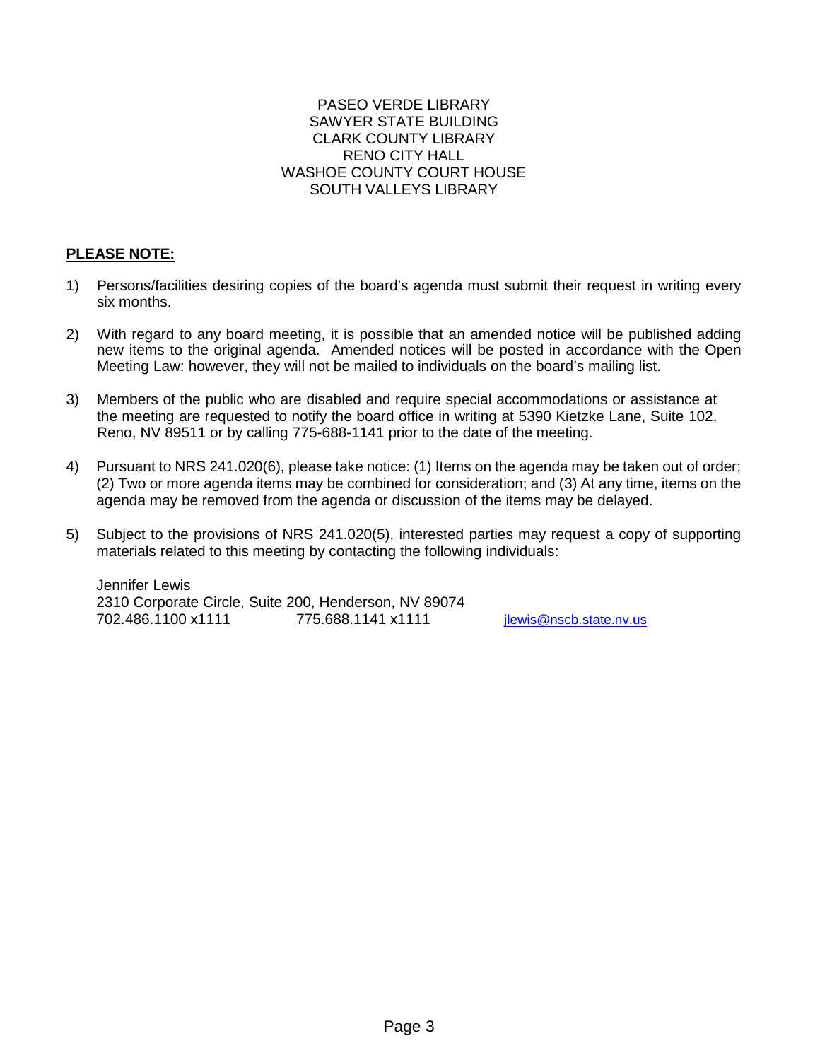PASEO VERDE LIBRARY
SAWYER STATE BUILDING
CLARK COUNTY LIBRARY
RENO CITY HALL
WASHOE COUNTY COURT HOUSE
SOUTH VALLEYS LIBRARY

**PLEASE NOTE:**

1) Persons/facilities desiring copies of the board's agenda must submit their request in writing every six months.

2) With regard to any board meeting, it is possible that an amended notice will be published adding new items to the original agenda. Amended notices will be posted in accordance with the Open Meeting Law: however, they will not be mailed to individuals on the board's mailing list.

3) Members of the public who are disabled and require special accommodations or assistance at the meeting are requested to notify the board office in writing at 5390 Kietzke Lane, Suite 102, Reno, NV 89511 or by calling 775-688-1141 prior to the date of the meeting.

4) Pursuant to NRS 241.020(6), please take notice: (1) Items on the agenda may be taken out of order; (2) Two or more agenda items may be combined for consideration; and (3) At any time, items on the agenda may be removed from the agenda or discussion of the items may be delayed.

5) Subject to the provisions of NRS 241.020(5), interested parties may request a copy of supporting materials related to this meeting by contacting the following individuals:

   Jennifer Lewis
   2310 Corporate Circle, Suite 200, Henderson, NV 89074
   702.486.1100 x1111 775.688.1141 x1111 jlewis@nscb.state.nv.us